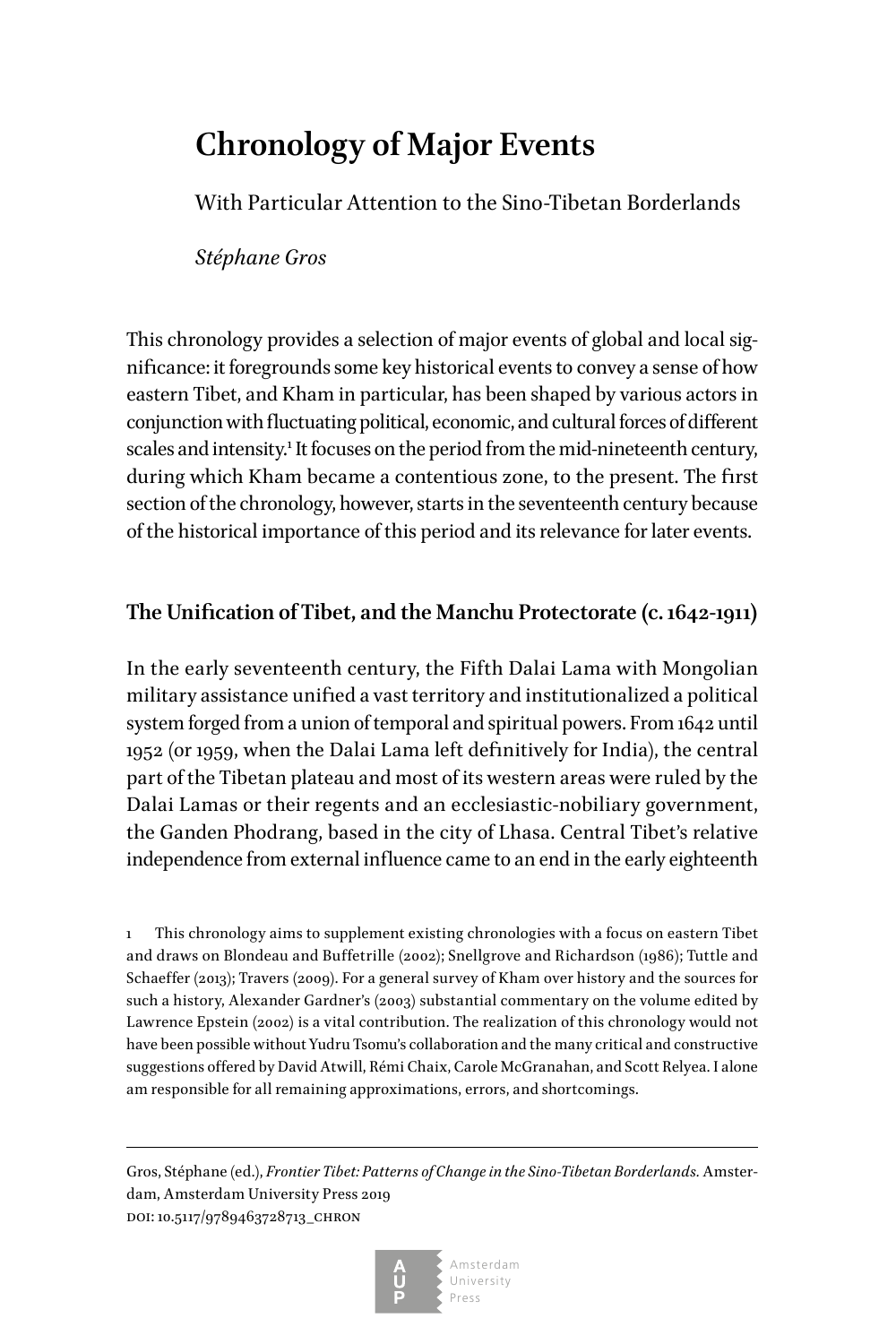# Chronology of Major Events

With Particular Attention to the Sino-Tibetan Borderlands

*Stéphane Gros*

This chronology provides a selection of major events of global and local significance: it foregrounds some key historical events to convey a sense of how eastern Tibet, and Kham in particular, has been shaped by various actors in conjunction with fluctuating political, economic, and cultural forces of different scales and intensity.[1] It focuses on the period from the mid-nineteenth century, during which Kham became a contentious zone, to the present. The first section of the chronology, however, starts in the seventeenth century because of the historical importance of this period and its relevance for later events.

## The Unification of Tibet, and the Manchu Protectorate (c. 1642-1911)

In the early seventeenth century, the Fifth Dalai Lama with Mongolian military assistance unified a vast territory and institutionalized a political system forged from a union of temporal and spiritual powers. From 1642 until 1952 (or 1959, when the Dalai Lama left definitively for India), the central part of the Tibetan plateau and most of its western areas were ruled by the Dalai Lamas or their regents and an ecclesiastic-nobiliary government, the Ganden Phodrang, based in the city of Lhasa. Central Tibet's relative independence from external influence came to an end in the early eighteenth

1 This chronology aims to supplement existing chronologies with a focus on eastern Tibet and draws on Blondeau and Buffetrille (2002); Snellgrove and Richardson (1986); Tuttle and Schaeffer (2013); Travers (2009). For a general survey of Kham over history and the sources for such a history, Alexander Gardner's (2003) substantial commentary on the volume edited by Lawrence Epstein (2002) is a vital contribution. The realization of this chronology would not have been possible without Yudru Tsomu's collaboration and the many critical and constructive suggestions offered by David Atwill, Rémi Chaix, Carole McGranahan, and Scott Relyea. I alone am responsible for all remaining approximations, errors, and shortcomings.

Gros, Stéphane (ed.), *Frontier Tibet: Patterns of Change in the Sino-Tibetan Borderlands.* Amsterdam, Amsterdam University Press 2019
DOI: 10.5117/9789463728713_CHRON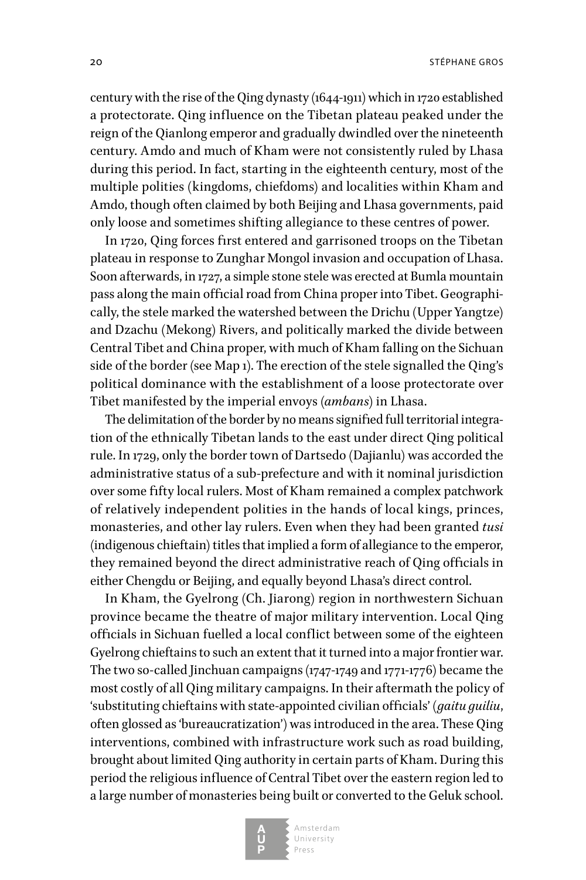century with the rise of the Qing dynasty (1644-1911) which in 1720 established a protectorate. Qing influence on the Tibetan plateau peaked under the reign of the Qianlong emperor and gradually dwindled over the nineteenth century. Amdo and much of Kham were not consistently ruled by Lhasa during this period. In fact, starting in the eighteenth century, most of the multiple polities (kingdoms, chiefdoms) and localities within Kham and Amdo, though often claimed by both Beijing and Lhasa governments, paid only loose and sometimes shifting allegiance to these centres of power.

In 1720, Qing forces first entered and garrisoned troops on the Tibetan plateau in response to Zunghar Mongol invasion and occupation of Lhasa. Soon afterwards, in 1727, a simple stone stele was erected at Bumla mountain pass along the main official road from China proper into Tibet. Geographically, the stele marked the watershed between the Drichu (Upper Yangtze) and Dzachu (Mekong) Rivers, and politically marked the divide between Central Tibet and China proper, with much of Kham falling on the Sichuan side of the border (see Map 1). The erection of the stele signalled the Qing's political dominance with the establishment of a loose protectorate over Tibet manifested by the imperial envoys (*ambans*) in Lhasa.

The delimitation of the border by no means signified full territorial integration of the ethnically Tibetan lands to the east under direct Qing political rule. In 1729, only the border town of Dartsedo (Dajianlu) was accorded the administrative status of a sub-prefecture and with it nominal jurisdiction over some fifty local rulers. Most of Kham remained a complex patchwork of relatively independent polities in the hands of local kings, princes, monasteries, and other lay rulers. Even when they had been granted *tusi* (indigenous chieftain) titles that implied a form of allegiance to the emperor, they remained beyond the direct administrative reach of Qing officials in either Chengdu or Beijing, and equally beyond Lhasa's direct control.

In Kham, the Gyelrong (Ch. Jiarong) region in northwestern Sichuan province became the theatre of major military intervention. Local Qing officials in Sichuan fuelled a local conflict between some of the eighteen Gyelrong chieftains to such an extent that it turned into a major frontier war. The two so-called Jinchuan campaigns (1747-1749 and 1771-1776) became the most costly of all Qing military campaigns. In their aftermath the policy of 'substituting chieftains with state-appointed civilian officials' (*gaitu guiliu*, often glossed as 'bureaucratization') was introduced in the area. These Qing interventions, combined with infrastructure work such as road building, brought about limited Qing authority in certain parts of Kham. During this period the religious influence of Central Tibet over the eastern region led to a large number of monasteries being built or converted to the Geluk school.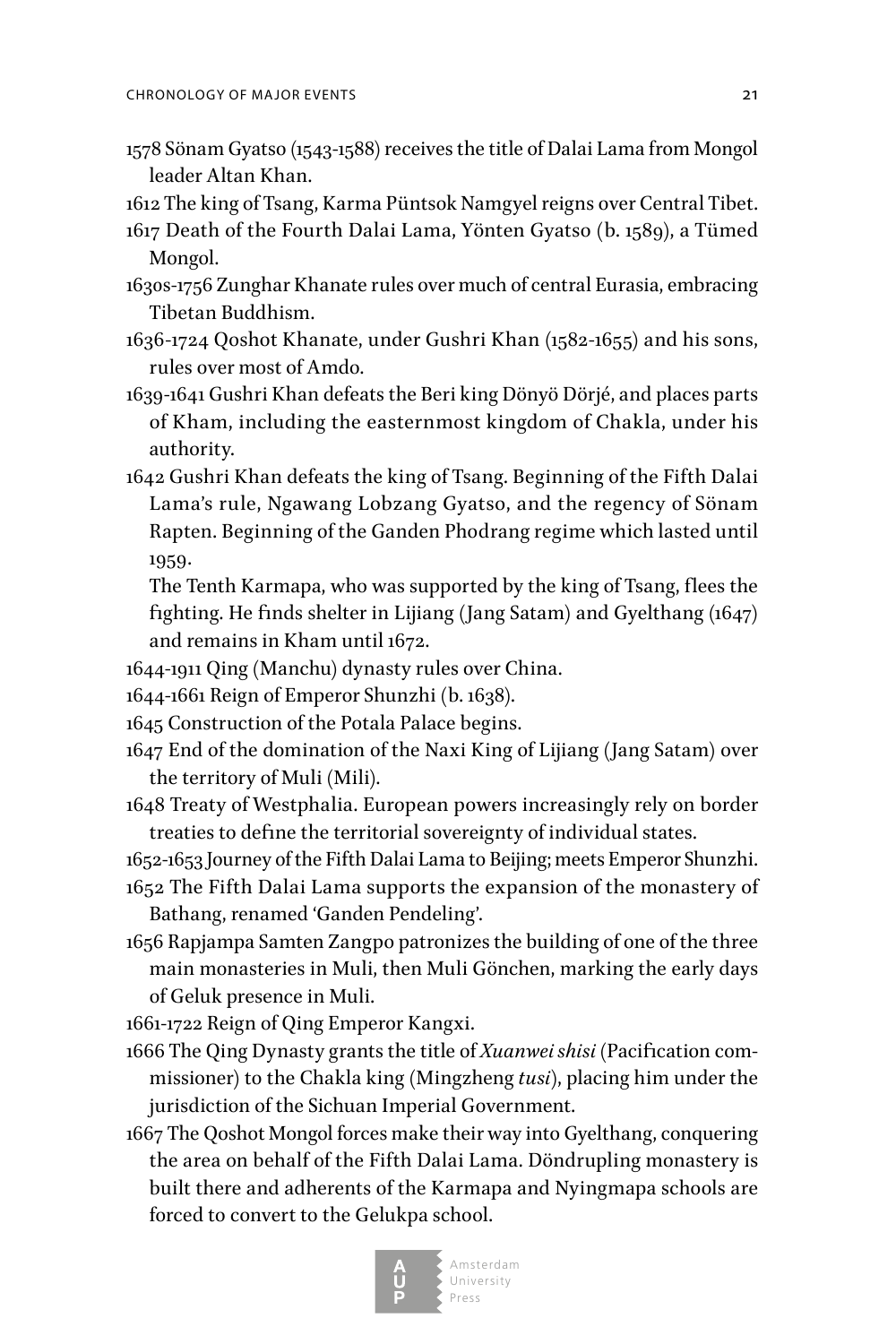1578 Sönam Gyatso (1543-1588) receives the title of Dalai Lama from Mongol leader Altan Khan.

1612 The king of Tsang, Karma Püntsok Namgyel reigns over Central Tibet.

1617 Death of the Fourth Dalai Lama, Yönten Gyatso (b. 1589), a Tümed Mongol.

1630s-1756 Zunghar Khanate rules over much of central Eurasia, embracing Tibetan Buddhism.

1636-1724 Qoshot Khanate, under Gushri Khan (1582-1655) and his sons, rules over most of Amdo.

1639-1641 Gushri Khan defeats the Beri king Dönyö Dörjé, and places parts of Kham, including the easternmost kingdom of Chakla, under his authority.

1642 Gushri Khan defeats the king of Tsang. Beginning of the Fifth Dalai Lama's rule, Ngawang Lobzang Gyatso, and the regency of Sönam Rapten. Beginning of the Ganden Phodrang regime which lasted until 1959.

The Tenth Karmapa, who was supported by the king of Tsang, flees the fighting. He finds shelter in Lijiang (Jang Satam) and Gyelthang (1647) and remains in Kham until 1672.

1644-1911 Qing (Manchu) dynasty rules over China.

1644-1661 Reign of Emperor Shunzhi (b. 1638).

1645 Construction of the Potala Palace begins.

1647 End of the domination of the Naxi King of Lijiang (Jang Satam) over the territory of Muli (Mili).

1648 Treaty of Westphalia. European powers increasingly rely on border treaties to define the territorial sovereignty of individual states.

1652-1653 Journey of the Fifth Dalai Lama to Beijing; meets Emperor Shunzhi.

1652 The Fifth Dalai Lama supports the expansion of the monastery of Bathang, renamed 'Ganden Pendeling'.

1656 Rapjampa Samten Zangpo patronizes the building of one of the three main monasteries in Muli, then Muli Gönchen, marking the early days of Geluk presence in Muli.

1661-1722 Reign of Qing Emperor Kangxi.

1666 The Qing Dynasty grants the title of *Xuanwei shisi* (Pacification commissioner) to the Chakla king (Mingzheng *tusi*), placing him under the jurisdiction of the Sichuan Imperial Government.

1667 The Qoshot Mongol forces make their way into Gyelthang, conquering the area on behalf of the Fifth Dalai Lama. Döndrupling monastery is built there and adherents of the Karmapa and Nyingmapa schools are forced to convert to the Gelukpa school.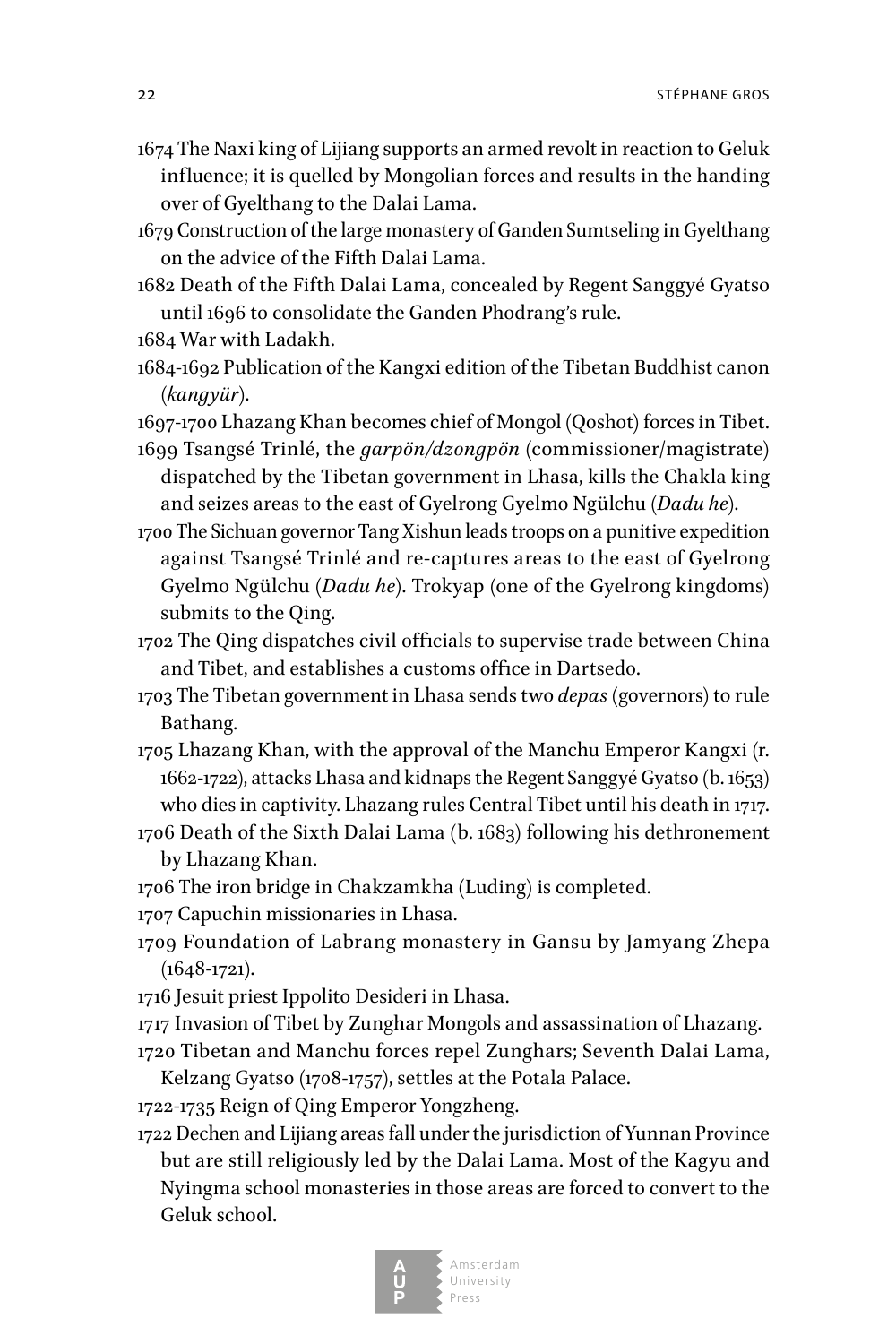1674 The Naxi king of Lijiang supports an armed revolt in reaction to Geluk influence; it is quelled by Mongolian forces and results in the handing over of Gyelthang to the Dalai Lama.

1679 Construction of the large monastery of Ganden Sumtseling in Gyelthang on the advice of the Fifth Dalai Lama.

1682 Death of the Fifth Dalai Lama, concealed by Regent Sanggyé Gyatso until 1696 to consolidate the Ganden Phodrang's rule.

1684 War with Ladakh.

1684-1692 Publication of the Kangxi edition of the Tibetan Buddhist canon (*kangyür*).

1697-1700 Lhazang Khan becomes chief of Mongol (Qoshot) forces in Tibet.

1699 Tsangsé Trinlé, the *garpön/dzongpön* (commissioner/magistrate) dispatched by the Tibetan government in Lhasa, kills the Chakla king and seizes areas to the east of Gyelrong Gyelmo Ngülchu (*Dadu he*).

1700 The Sichuan governor Tang Xishun leads troops on a punitive expedition against Tsangsé Trinlé and re-captures areas to the east of Gyelrong Gyelmo Ngülchu (*Dadu he*). Trokyap (one of the Gyelrong kingdoms) submits to the Qing.

1702 The Qing dispatches civil officials to supervise trade between China and Tibet, and establishes a customs office in Dartsedo.

1703 The Tibetan government in Lhasa sends two *depas* (governors) to rule Bathang.

1705 Lhazang Khan, with the approval of the Manchu Emperor Kangxi (r. 1662-1722), attacks Lhasa and kidnaps the Regent Sanggyé Gyatso (b. 1653) who dies in captivity. Lhazang rules Central Tibet until his death in 1717.

1706 Death of the Sixth Dalai Lama (b. 1683) following his dethronement by Lhazang Khan.

1706 The iron bridge in Chakzamkha (Luding) is completed.

1707 Capuchin missionaries in Lhasa.

1709 Foundation of Labrang monastery in Gansu by Jamyang Zhepa (1648-1721).

1716 Jesuit priest Ippolito Desideri in Lhasa.

1717 Invasion of Tibet by Zunghar Mongols and assassination of Lhazang.

1720 Tibetan and Manchu forces repel Zunghars; Seventh Dalai Lama, Kelzang Gyatso (1708-1757), settles at the Potala Palace.

1722-1735 Reign of Qing Emperor Yongzheng.

1722 Dechen and Lijiang areas fall under the jurisdiction of Yunnan Province but are still religiously led by the Dalai Lama. Most of the Kagyu and Nyingma school monasteries in those areas are forced to convert to the Geluk school.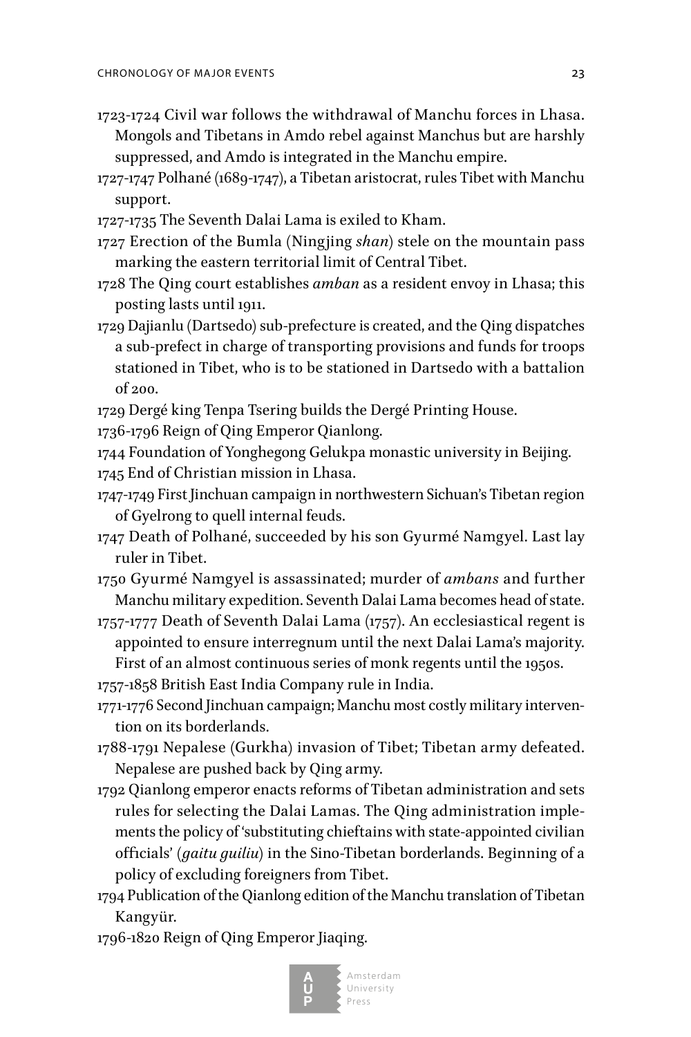1723-1724 Civil war follows the withdrawal of Manchu forces in Lhasa. Mongols and Tibetans in Amdo rebel against Manchus but are harshly suppressed, and Amdo is integrated in the Manchu empire.

1727-1747 Polhané (1689-1747), a Tibetan aristocrat, rules Tibet with Manchu support.

1727-1735 The Seventh Dalai Lama is exiled to Kham.

1727 Erection of the Bumla (Ningjing *shan*) stele on the mountain pass marking the eastern territorial limit of Central Tibet.

1728 The Qing court establishes *amban* as a resident envoy in Lhasa; this posting lasts until 1911.

1729 Dajianlu (Dartsedo) sub-prefecture is created, and the Qing dispatches a sub-prefect in charge of transporting provisions and funds for troops stationed in Tibet, who is to be stationed in Dartsedo with a battalion of 200.

1729 Dergé king Tenpa Tsering builds the Dergé Printing House.

1736-1796 Reign of Qing Emperor Qianlong.

1744 Foundation of Yonghegong Gelukpa monastic university in Beijing.

1745 End of Christian mission in Lhasa.

1747-1749 First Jinchuan campaign in northwestern Sichuan's Tibetan region of Gyelrong to quell internal feuds.

1747 Death of Polhané, succeeded by his son Gyurmé Namgyel. Last lay ruler in Tibet.

1750 Gyurmé Namgyel is assassinated; murder of *ambans* and further Manchu military expedition. Seventh Dalai Lama becomes head of state.

1757-1777 Death of Seventh Dalai Lama (1757). An ecclesiastical regent is appointed to ensure interregnum until the next Dalai Lama's majority. First of an almost continuous series of monk regents until the 1950s.

1757-1858 British East India Company rule in India.

1771-1776 Second Jinchuan campaign; Manchu most costly military intervention on its borderlands.

1788-1791 Nepalese (Gurkha) invasion of Tibet; Tibetan army defeated. Nepalese are pushed back by Qing army.

1792 Qianlong emperor enacts reforms of Tibetan administration and sets rules for selecting the Dalai Lamas. The Qing administration implements the policy of 'substituting chieftains with state-appointed civilian officials' (*gaitu guiliu*) in the Sino-Tibetan borderlands. Beginning of a policy of excluding foreigners from Tibet.

1794 Publication of the Qianlong edition of the Manchu translation of Tibetan Kangyür.

1796-1820 Reign of Qing Emperor Jiaqing.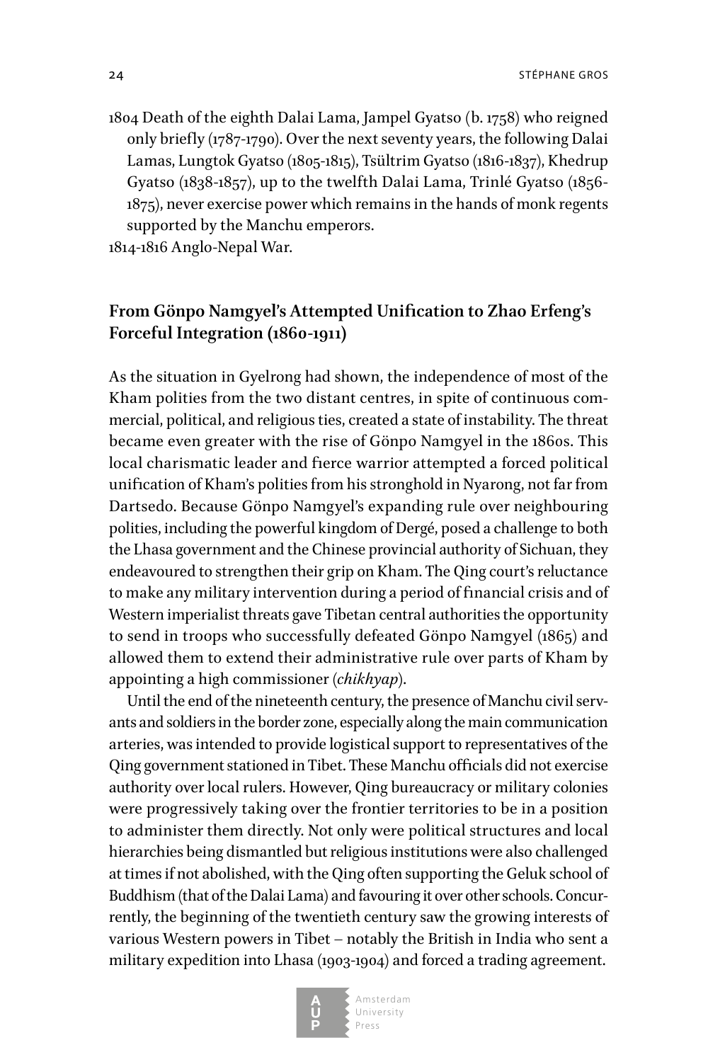1804 Death of the eighth Dalai Lama, Jampel Gyatso (b. 1758) who reigned only briefly (1787-1790). Over the next seventy years, the following Dalai Lamas, Lungtok Gyatso (1805-1815), Tsültrim Gyatso (1816-1837), Khedrup Gyatso (1838-1857), up to the twelfth Dalai Lama, Trinlé Gyatso (1856-1875), never exercise power which remains in the hands of monk regents supported by the Manchu emperors.

1814-1816 Anglo-Nepal War.

## From Gönpo Namgyel's Attempted Unification to Zhao Erfeng's Forceful Integration (1860-1911)

As the situation in Gyelrong had shown, the independence of most of the Kham polities from the two distant centres, in spite of continuous commercial, political, and religious ties, created a state of instability. The threat became even greater with the rise of Gönpo Namgyel in the 1860s. This local charismatic leader and fierce warrior attempted a forced political unification of Kham's polities from his stronghold in Nyarong, not far from Dartsedo. Because Gönpo Namgyel's expanding rule over neighbouring polities, including the powerful kingdom of Dergé, posed a challenge to both the Lhasa government and the Chinese provincial authority of Sichuan, they endeavoured to strengthen their grip on Kham. The Qing court's reluctance to make any military intervention during a period of financial crisis and of Western imperialist threats gave Tibetan central authorities the opportunity to send in troops who successfully defeated Gönpo Namgyel (1865) and allowed them to extend their administrative rule over parts of Kham by appointing a high commissioner (*chikhyap*).

Until the end of the nineteenth century, the presence of Manchu civil servants and soldiers in the border zone, especially along the main communication arteries, was intended to provide logistical support to representatives of the Qing government stationed in Tibet. These Manchu officials did not exercise authority over local rulers. However, Qing bureaucracy or military colonies were progressively taking over the frontier territories to be in a position to administer them directly. Not only were political structures and local hierarchies being dismantled but religious institutions were also challenged at times if not abolished, with the Qing often supporting the Geluk school of Buddhism (that of the Dalai Lama) and favouring it over other schools. Concurrently, the beginning of the twentieth century saw the growing interests of various Western powers in Tibet – notably the British in India who sent a military expedition into Lhasa (1903-1904) and forced a trading agreement.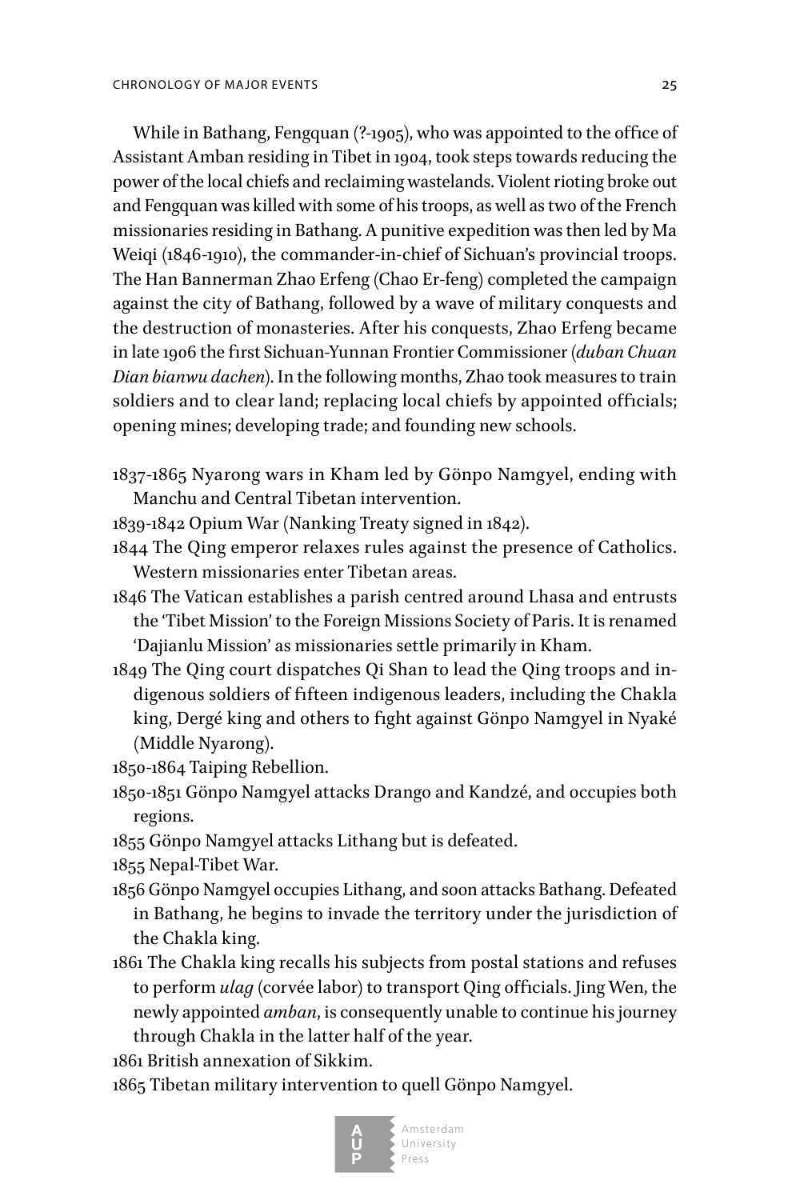While in Bathang, Fengquan (?-1905), who was appointed to the office of Assistant Amban residing in Tibet in 1904, took steps towards reducing the power of the local chiefs and reclaiming wastelands. Violent rioting broke out and Fengquan was killed with some of his troops, as well as two of the French missionaries residing in Bathang. A punitive expedition was then led by Ma Weiqi (1846-1910), the commander-in-chief of Sichuan's provincial troops. The Han Bannerman Zhao Erfeng (Chao Er-feng) completed the campaign against the city of Bathang, followed by a wave of military conquests and the destruction of monasteries. After his conquests, Zhao Erfeng became in late 1906 the first Sichuan-Yunnan Frontier Commissioner (*duban Chuan Dian bianwu dachen*). In the following months, Zhao took measures to train soldiers and to clear land; replacing local chiefs by appointed officials; opening mines; developing trade; and founding new schools.

1837-1865 Nyarong wars in Kham led by Gönpo Namgyel, ending with Manchu and Central Tibetan intervention.

1839-1842 Opium War (Nanking Treaty signed in 1842).

1844 The Qing emperor relaxes rules against the presence of Catholics. Western missionaries enter Tibetan areas.

1846 The Vatican establishes a parish centred around Lhasa and entrusts the 'Tibet Mission' to the Foreign Missions Society of Paris. It is renamed 'Dajianlu Mission' as missionaries settle primarily in Kham.

1849 The Qing court dispatches Qi Shan to lead the Qing troops and indigenous soldiers of fifteen indigenous leaders, including the Chakla king, Dergé king and others to fight against Gönpo Namgyel in Nyaké (Middle Nyarong).

1850-1864 Taiping Rebellion.

1850-1851 Gönpo Namgyel attacks Drango and Kandzé, and occupies both regions.

1855 Gönpo Namgyel attacks Lithang but is defeated.

1855 Nepal-Tibet War.

1856 Gönpo Namgyel occupies Lithang, and soon attacks Bathang. Defeated in Bathang, he begins to invade the territory under the jurisdiction of the Chakla king.

1861 The Chakla king recalls his subjects from postal stations and refuses to perform *ulag* (corvée labor) to transport Qing officials. Jing Wen, the newly appointed *amban*, is consequently unable to continue his journey through Chakla in the latter half of the year.

1861 British annexation of Sikkim.

1865 Tibetan military intervention to quell Gönpo Namgyel.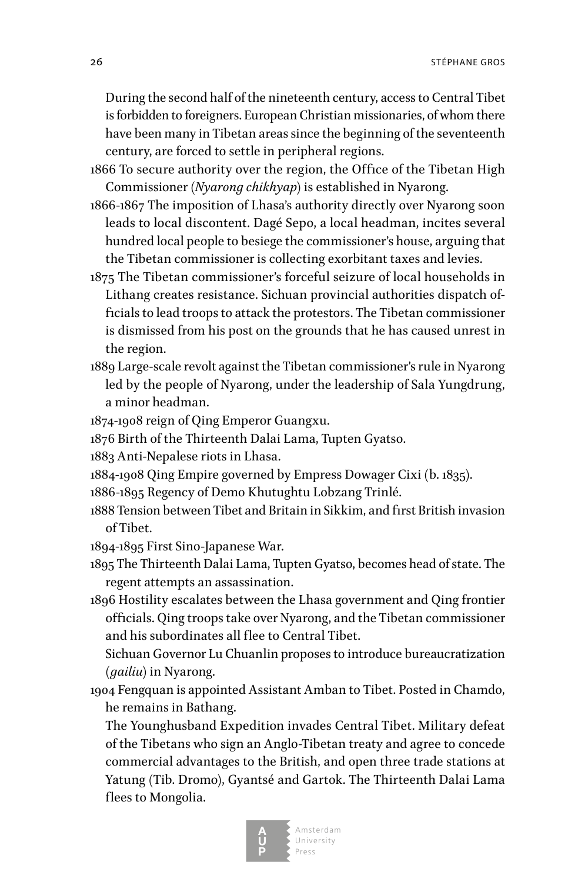During the second half of the nineteenth century, access to Central Tibet is forbidden to foreigners. European Christian missionaries, of whom there have been many in Tibetan areas since the beginning of the seventeenth century, are forced to settle in peripheral regions.

1866 To secure authority over the region, the Office of the Tibetan High Commissioner (*Nyarong chikhyap*) is established in Nyarong.

1866-1867 The imposition of Lhasa's authority directly over Nyarong soon leads to local discontent. Dagé Sepo, a local headman, incites several hundred local people to besiege the commissioner's house, arguing that the Tibetan commissioner is collecting exorbitant taxes and levies.

1875 The Tibetan commissioner's forceful seizure of local households in Lithang creates resistance. Sichuan provincial authorities dispatch officials to lead troops to attack the protestors. The Tibetan commissioner is dismissed from his post on the grounds that he has caused unrest in the region.

1889 Large-scale revolt against the Tibetan commissioner's rule in Nyarong led by the people of Nyarong, under the leadership of Sala Yungdrung, a minor headman.

1874-1908 reign of Qing Emperor Guangxu.

1876 Birth of the Thirteenth Dalai Lama, Tupten Gyatso.

1883 Anti-Nepalese riots in Lhasa.

1884-1908 Qing Empire governed by Empress Dowager Cixi (b. 1835).

1886-1895 Regency of Demo Khutughtu Lobzang Trinlé.

1888 Tension between Tibet and Britain in Sikkim, and first British invasion of Tibet.

1894-1895 First Sino-Japanese War.

1895 The Thirteenth Dalai Lama, Tupten Gyatso, becomes head of state. The regent attempts an assassination.

1896 Hostility escalates between the Lhasa government and Qing frontier officials. Qing troops take over Nyarong, and the Tibetan commissioner and his subordinates all flee to Central Tibet.

Sichuan Governor Lu Chuanlin proposes to introduce bureaucratization (*gailiu*) in Nyarong.

1904 Fengquan is appointed Assistant Amban to Tibet. Posted in Chamdo, he remains in Bathang.

The Younghusband Expedition invades Central Tibet. Military defeat of the Tibetans who sign an Anglo-Tibetan treaty and agree to concede commercial advantages to the British, and open three trade stations at Yatung (Tib. Dromo), Gyantsé and Gartok. The Thirteenth Dalai Lama flees to Mongolia.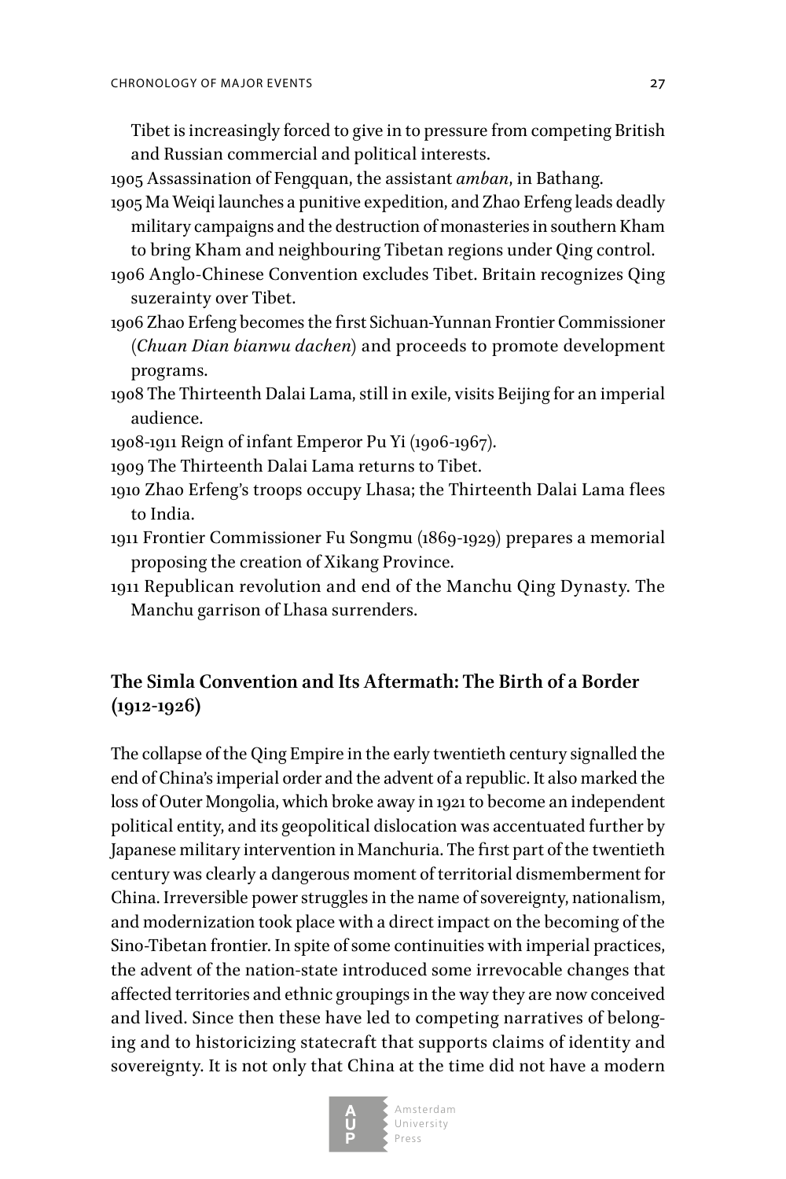Tibet is increasingly forced to give in to pressure from competing British and Russian commercial and political interests.

1905 Assassination of Fengquan, the assistant *amban*, in Bathang.

1905 Ma Weiqi launches a punitive expedition, and Zhao Erfeng leads deadly military campaigns and the destruction of monasteries in southern Kham to bring Kham and neighbouring Tibetan regions under Qing control.

1906 Anglo-Chinese Convention excludes Tibet. Britain recognizes Qing suzerainty over Tibet.

1906 Zhao Erfeng becomes the first Sichuan-Yunnan Frontier Commissioner (*Chuan Dian bianwu dachen*) and proceeds to promote development programs.

1908 The Thirteenth Dalai Lama, still in exile, visits Beijing for an imperial audience.

1908-1911 Reign of infant Emperor Pu Yi (1906-1967).

1909 The Thirteenth Dalai Lama returns to Tibet.

1910 Zhao Erfeng's troops occupy Lhasa; the Thirteenth Dalai Lama flees to India.

1911 Frontier Commissioner Fu Songmu (1869-1929) prepares a memorial proposing the creation of Xikang Province.

1911 Republican revolution and end of the Manchu Qing Dynasty. The Manchu garrison of Lhasa surrenders.

## The Simla Convention and Its Aftermath: The Birth of a Border (1912-1926)

The collapse of the Qing Empire in the early twentieth century signalled the end of China's imperial order and the advent of a republic. It also marked the loss of Outer Mongolia, which broke away in 1921 to become an independent political entity, and its geopolitical dislocation was accentuated further by Japanese military intervention in Manchuria. The first part of the twentieth century was clearly a dangerous moment of territorial dismemberment for China. Irreversible power struggles in the name of sovereignty, nationalism, and modernization took place with a direct impact on the becoming of the Sino-Tibetan frontier. In spite of some continuities with imperial practices, the advent of the nation-state introduced some irrevocable changes that affected territories and ethnic groupings in the way they are now conceived and lived. Since then these have led to competing narratives of belonging and to historicizing statecraft that supports claims of identity and sovereignty. It is not only that China at the time did not have a modern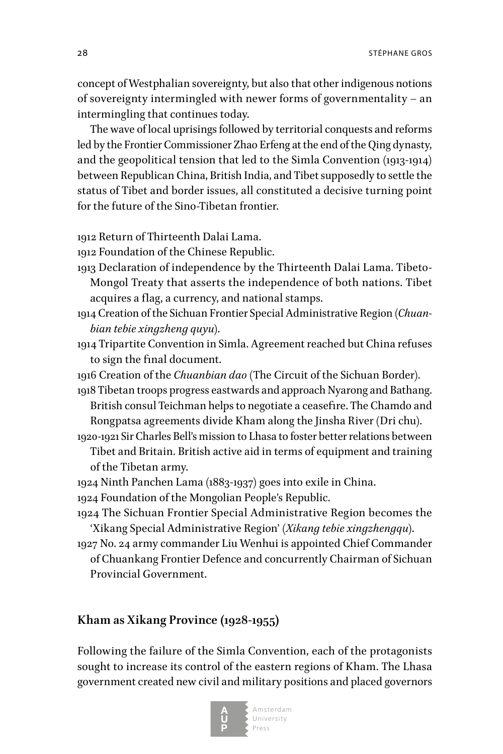concept of Westphalian sovereignty, but also that other indigenous notions of sovereignty intermingled with newer forms of governmentality – an intermingling that continues today.

The wave of local uprisings followed by territorial conquests and reforms led by the Frontier Commissioner Zhao Erfeng at the end of the Qing dynasty, and the geopolitical tension that led to the Simla Convention (1913-1914) between Republican China, British India, and Tibet supposedly to settle the status of Tibet and border issues, all constituted a decisive turning point for the future of the Sino-Tibetan frontier.

1912 Return of Thirteenth Dalai Lama.
1912 Foundation of the Chinese Republic.
1913 Declaration of independence by the Thirteenth Dalai Lama. Tibeto-Mongol Treaty that asserts the independence of both nations. Tibet acquires a flag, a currency, and national stamps.
1914 Creation of the Sichuan Frontier Special Administrative Region (*Chuanbian tebie xingzheng quyu*).
1914 Tripartite Convention in Simla. Agreement reached but China refuses to sign the final document.
1916 Creation of the *Chuanbian dao* (The Circuit of the Sichuan Border).
1918 Tibetan troops progress eastwards and approach Nyarong and Bathang. British consul Teichman helps to negotiate a ceasefire. The Chamdo and Rongpatsa agreements divide Kham along the Jinsha River (Dri chu).
1920-1921 Sir Charles Bell's mission to Lhasa to foster better relations between Tibet and Britain. British active aid in terms of equipment and training of the Tibetan army.
1924 Ninth Panchen Lama (1883-1937) goes into exile in China.
1924 Foundation of the Mongolian People's Republic.
1924 The Sichuan Frontier Special Administrative Region becomes the 'Xikang Special Administrative Region' (*Xikang tebie xingzhengqu*).
1927 No. 24 army commander Liu Wenhui is appointed Chief Commander of Chuankang Frontier Defence and concurrently Chairman of Sichuan Provincial Government.

## Kham as Xikang Province (1928-1955)

Following the failure of the Simla Convention, each of the protagonists sought to increase its control of the eastern regions of Kham. The Lhasa government created new civil and military positions and placed governors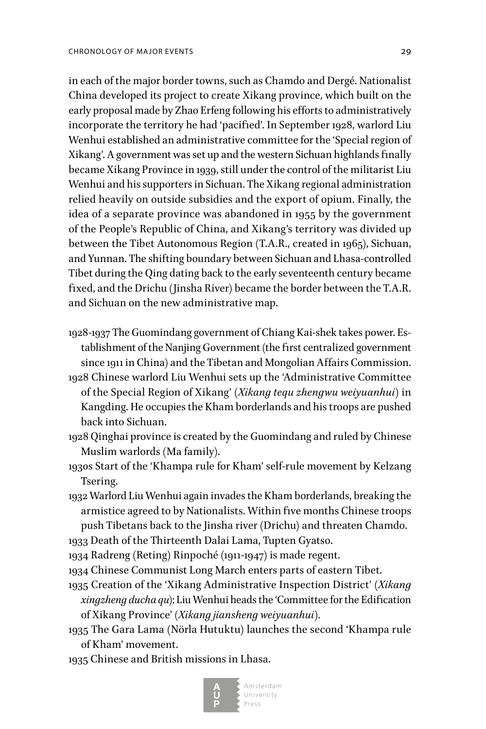in each of the major border towns, such as Chamdo and Dergé. Nationalist China developed its project to create Xikang province, which built on the early proposal made by Zhao Erfeng following his efforts to administratively incorporate the territory he had 'pacified'. In September 1928, warlord Liu Wenhui established an administrative committee for the 'Special region of Xikang'. A government was set up and the western Sichuan highlands finally became Xikang Province in 1939, still under the control of the militarist Liu Wenhui and his supporters in Sichuan. The Xikang regional administration relied heavily on outside subsidies and the export of opium. Finally, the idea of a separate province was abandoned in 1955 by the government of the People's Republic of China, and Xikang's territory was divided up between the Tibet Autonomous Region (T.A.R., created in 1965), Sichuan, and Yunnan. The shifting boundary between Sichuan and Lhasa-controlled Tibet during the Qing dating back to the early seventeenth century became fixed, and the Drichu (Jinsha River) became the border between the T.A.R. and Sichuan on the new administrative map.

1928-1937 The Guomindang government of Chiang Kai-shek takes power. Establishment of the Nanjing Government (the first centralized government since 1911 in China) and the Tibetan and Mongolian Affairs Commission.

1928 Chinese warlord Liu Wenhui sets up the 'Administrative Committee of the Special Region of Xikang' (*Xikang tequ zhengwu weiyuanhui*) in Kangding. He occupies the Kham borderlands and his troops are pushed back into Sichuan.

1928 Qinghai province is created by the Guomindang and ruled by Chinese Muslim warlords (Ma family).

1930s Start of the 'Khampa rule for Kham' self-rule movement by Kelzang Tsering.

1932 Warlord Liu Wenhui again invades the Kham borderlands, breaking the armistice agreed to by Nationalists. Within five months Chinese troops push Tibetans back to the Jinsha river (Drichu) and threaten Chamdo.

1933 Death of the Thirteenth Dalai Lama, Tupten Gyatso.

1934 Radreng (Reting) Rinpoché (1911-1947) is made regent.

1934 Chinese Communist Long March enters parts of eastern Tibet.

1935 Creation of the 'Xikang Administrative Inspection District' (*Xikang xingzheng ducha qu*); Liu Wenhui heads the 'Committee for the Edification of Xikang Province' (*Xikang jiansheng weiyuanhui*).

1935 The Gara Lama (Nörla Hutuktu) launches the second 'Khampa rule of Kham' movement.

1935 Chinese and British missions in Lhasa.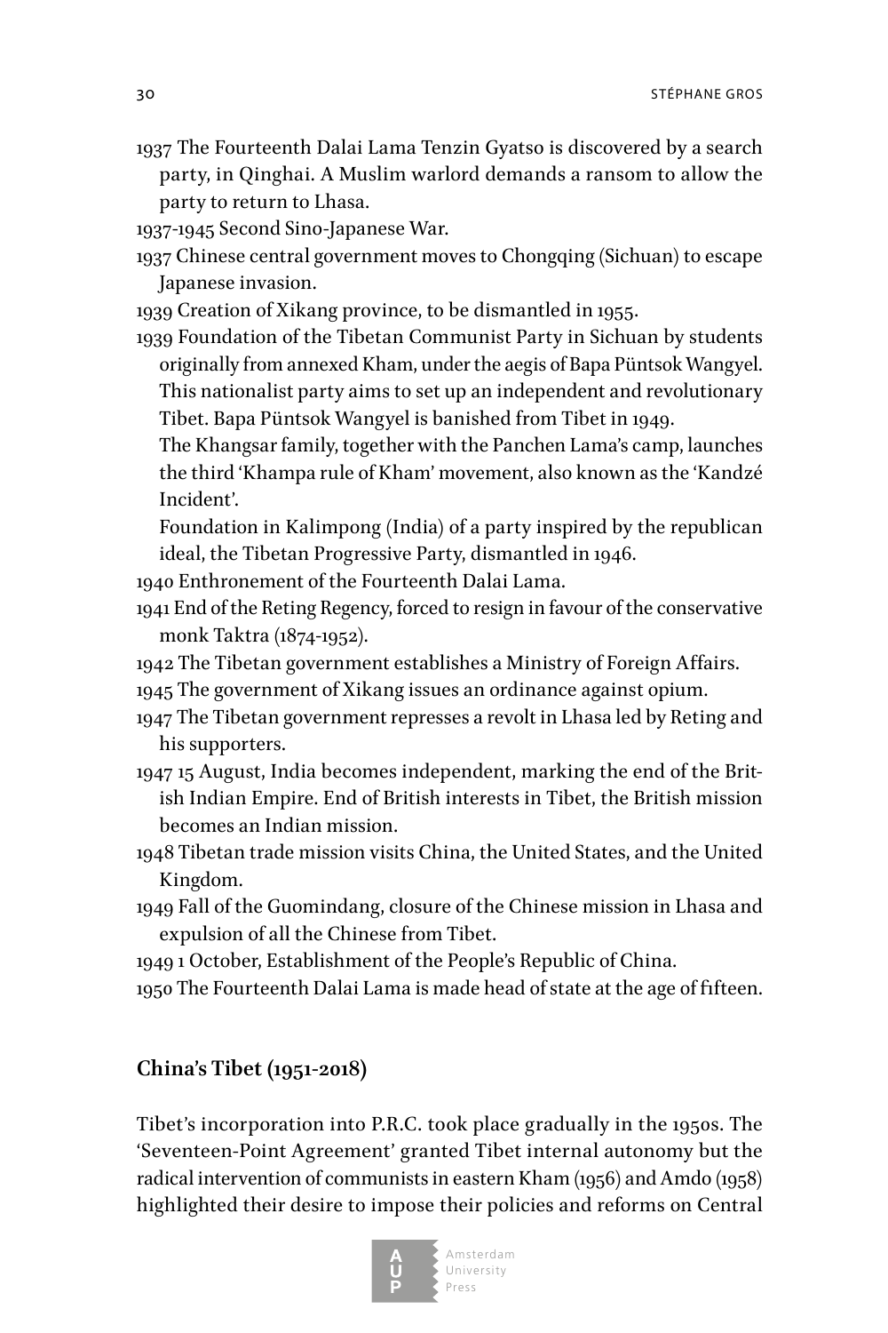1937 The Fourteenth Dalai Lama Tenzin Gyatso is discovered by a search party, in Qinghai. A Muslim warlord demands a ransom to allow the party to return to Lhasa.

1937-1945 Second Sino-Japanese War.

1937 Chinese central government moves to Chongqing (Sichuan) to escape Japanese invasion.

1939 Creation of Xikang province, to be dismantled in 1955.

1939 Foundation of the Tibetan Communist Party in Sichuan by students originally from annexed Kham, under the aegis of Bapa Püntsok Wangyel. This nationalist party aims to set up an independent and revolutionary Tibet. Bapa Püntsok Wangyel is banished from Tibet in 1949.

The Khangsar family, together with the Panchen Lama's camp, launches the third 'Khampa rule of Kham' movement, also known as the 'Kandzé Incident'.

Foundation in Kalimpong (India) of a party inspired by the republican ideal, the Tibetan Progressive Party, dismantled in 1946.

1940 Enthronement of the Fourteenth Dalai Lama.

1941 End of the Reting Regency, forced to resign in favour of the conservative monk Taktra (1874-1952).

1942 The Tibetan government establishes a Ministry of Foreign Affairs.

1945 The government of Xikang issues an ordinance against opium.

1947 The Tibetan government represses a revolt in Lhasa led by Reting and his supporters.

1947 15 August, India becomes independent, marking the end of the British Indian Empire. End of British interests in Tibet, the British mission becomes an Indian mission.

1948 Tibetan trade mission visits China, the United States, and the United Kingdom.

1949 Fall of the Guomindang, closure of the Chinese mission in Lhasa and expulsion of all the Chinese from Tibet.

1949 1 October, Establishment of the People's Republic of China.

1950 The Fourteenth Dalai Lama is made head of state at the age of fifteen.

## China's Tibet (1951-2018)

Tibet's incorporation into P.R.C. took place gradually in the 1950s. The 'Seventeen-Point Agreement' granted Tibet internal autonomy but the radical intervention of communists in eastern Kham (1956) and Amdo (1958) highlighted their desire to impose their policies and reforms on Central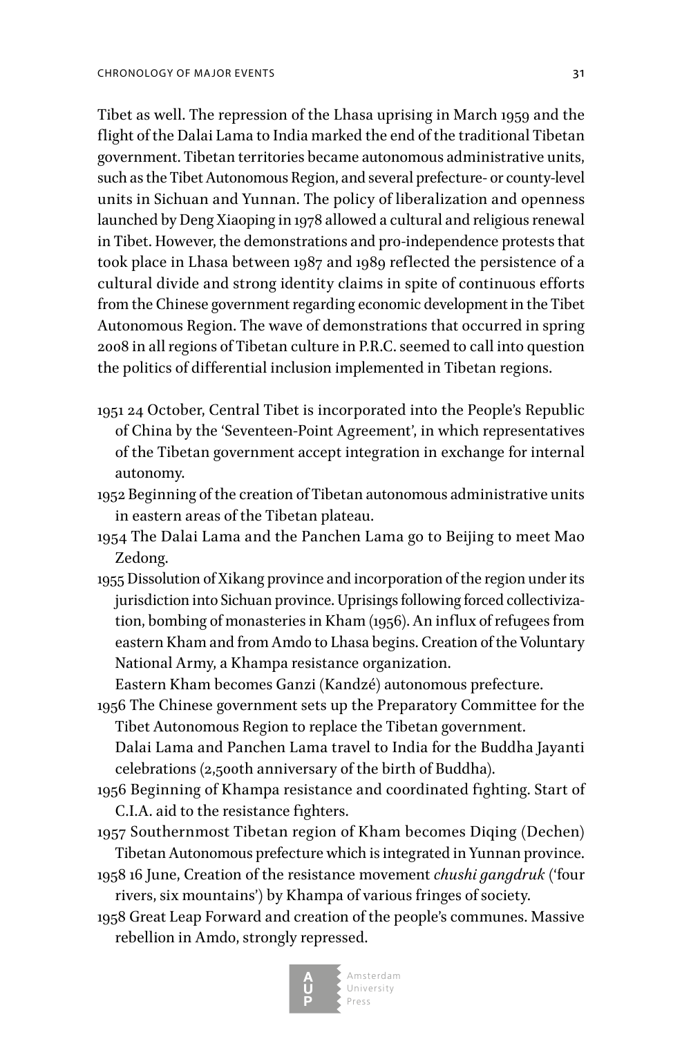Tibet as well. The repression of the Lhasa uprising in March 1959 and the flight of the Dalai Lama to India marked the end of the traditional Tibetan government. Tibetan territories became autonomous administrative units, such as the Tibet Autonomous Region, and several prefecture- or county-level units in Sichuan and Yunnan. The policy of liberalization and openness launched by Deng Xiaoping in 1978 allowed a cultural and religious renewal in Tibet. However, the demonstrations and pro-independence protests that took place in Lhasa between 1987 and 1989 reflected the persistence of a cultural divide and strong identity claims in spite of continuous efforts from the Chinese government regarding economic development in the Tibet Autonomous Region. The wave of demonstrations that occurred in spring 2008 in all regions of Tibetan culture in P.R.C. seemed to call into question the politics of differential inclusion implemented in Tibetan regions.

1951 24 October, Central Tibet is incorporated into the People's Republic of China by the 'Seventeen-Point Agreement', in which representatives of the Tibetan government accept integration in exchange for internal autonomy.

1952 Beginning of the creation of Tibetan autonomous administrative units in eastern areas of the Tibetan plateau.

1954 The Dalai Lama and the Panchen Lama go to Beijing to meet Mao Zedong.

1955 Dissolution of Xikang province and incorporation of the region under its jurisdiction into Sichuan province. Uprisings following forced collectivization, bombing of monasteries in Kham (1956). An influx of refugees from eastern Kham and from Amdo to Lhasa begins. Creation of the Voluntary National Army, a Khampa resistance organization.
Eastern Kham becomes Ganzi (Kandzé) autonomous prefecture.

1956 The Chinese government sets up the Preparatory Committee for the Tibet Autonomous Region to replace the Tibetan government.
Dalai Lama and Panchen Lama travel to India for the Buddha Jayanti celebrations (2,500th anniversary of the birth of Buddha).

1956 Beginning of Khampa resistance and coordinated fighting. Start of C.I.A. aid to the resistance fighters.

1957 Southernmost Tibetan region of Kham becomes Diqing (Dechen) Tibetan Autonomous prefecture which is integrated in Yunnan province.

1958 16 June, Creation of the resistance movement *chushi gangdruk* ('four rivers, six mountains') by Khampa of various fringes of society.

1958 Great Leap Forward and creation of the people's communes. Massive rebellion in Amdo, strongly repressed.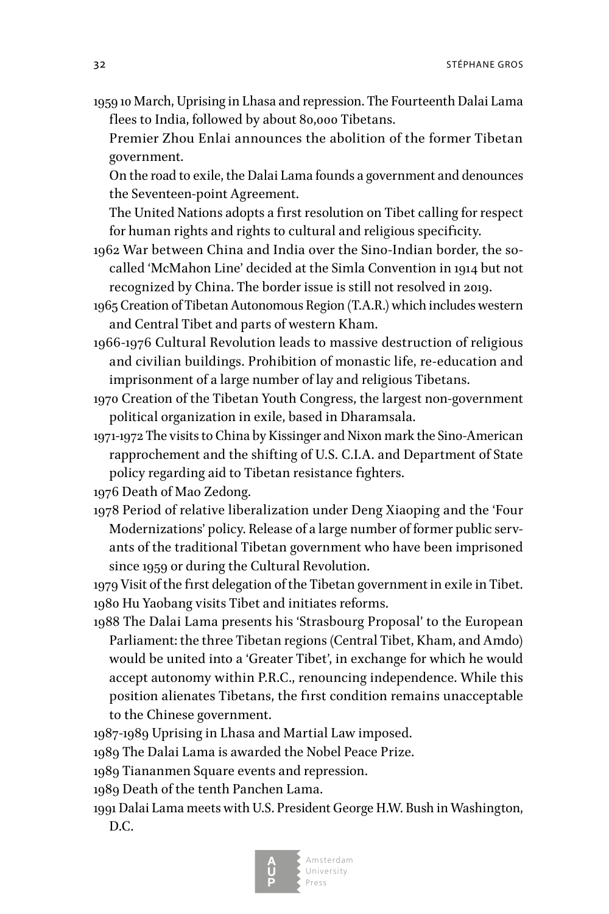1959 10 March, Uprising in Lhasa and repression. The Fourteenth Dalai Lama flees to India, followed by about 80,000 Tibetans.
Premier Zhou Enlai announces the abolition of the former Tibetan government.
On the road to exile, the Dalai Lama founds a government and denounces the Seventeen-point Agreement.
The United Nations adopts a first resolution on Tibet calling for respect for human rights and rights to cultural and religious specificity.

1962 War between China and India over the Sino-Indian border, the so-called 'McMahon Line' decided at the Simla Convention in 1914 but not recognized by China. The border issue is still not resolved in 2019.

1965 Creation of Tibetan Autonomous Region (T.A.R.) which includes western and Central Tibet and parts of western Kham.

1966-1976 Cultural Revolution leads to massive destruction of religious and civilian buildings. Prohibition of monastic life, re-education and imprisonment of a large number of lay and religious Tibetans.

1970 Creation of the Tibetan Youth Congress, the largest non-government political organization in exile, based in Dharamsala.

1971-1972 The visits to China by Kissinger and Nixon mark the Sino-American rapprochement and the shifting of U.S. C.I.A. and Department of State policy regarding aid to Tibetan resistance fighters.

1976 Death of Mao Zedong.

1978 Period of relative liberalization under Deng Xiaoping and the 'Four Modernizations' policy. Release of a large number of former public servants of the traditional Tibetan government who have been imprisoned since 1959 or during the Cultural Revolution.

1979 Visit of the first delegation of the Tibetan government in exile in Tibet.

1980 Hu Yaobang visits Tibet and initiates reforms.

1988 The Dalai Lama presents his 'Strasbourg Proposal' to the European Parliament: the three Tibetan regions (Central Tibet, Kham, and Amdo) would be united into a 'Greater Tibet', in exchange for which he would accept autonomy within P.R.C., renouncing independence. While this position alienates Tibetans, the first condition remains unacceptable to the Chinese government.

1987-1989 Uprising in Lhasa and Martial Law imposed.

1989 The Dalai Lama is awarded the Nobel Peace Prize.

1989 Tiananmen Square events and repression.

1989 Death of the tenth Panchen Lama.

1991 Dalai Lama meets with U.S. President George H.W. Bush in Washington, D.C.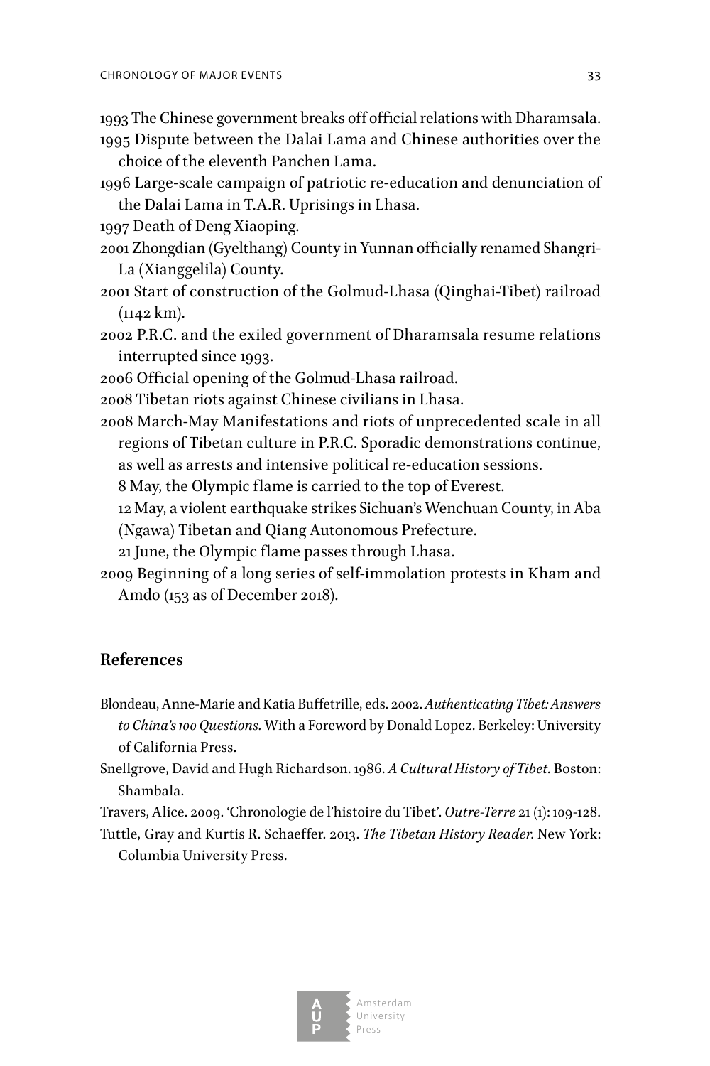1993 The Chinese government breaks off official relations with Dharamsala.

1995 Dispute between the Dalai Lama and Chinese authorities over the choice of the eleventh Panchen Lama.

1996 Large-scale campaign of patriotic re-education and denunciation of the Dalai Lama in T.A.R. Uprisings in Lhasa.

1997 Death of Deng Xiaoping.

2001 Zhongdian (Gyelthang) County in Yunnan officially renamed Shangri-La (Xianggelila) County.

2001 Start of construction of the Golmud-Lhasa (Qinghai-Tibet) railroad (1142 km).

2002 P.R.C. and the exiled government of Dharamsala resume relations interrupted since 1993.

2006 Official opening of the Golmud-Lhasa railroad.

2008 Tibetan riots against Chinese civilians in Lhasa.

2008 March-May Manifestations and riots of unprecedented scale in all regions of Tibetan culture in P.R.C. Sporadic demonstrations continue, as well as arrests and intensive political re-education sessions.
8 May, the Olympic flame is carried to the top of Everest.
12 May, a violent earthquake strikes Sichuan's Wenchuan County, in Aba (Ngawa) Tibetan and Qiang Autonomous Prefecture.
21 June, the Olympic flame passes through Lhasa.

2009 Beginning of a long series of self-immolation protests in Kham and Amdo (153 as of December 2018).

## References

Blondeau, Anne-Marie and Katia Buffetrille, eds. 2002. *Authenticating Tibet: Answers to China's 100 Questions.* With a Foreword by Donald Lopez. Berkeley: University of California Press.

Snellgrove, David and Hugh Richardson. 1986. *A Cultural History of Tibet.* Boston: Shambala.

Travers, Alice. 2009. 'Chronologie de l'histoire du Tibet'. *Outre-Terre* 21 (1): 109-128.

Tuttle, Gray and Kurtis R. Schaeffer. 2013. *The Tibetan History Reader.* New York: Columbia University Press.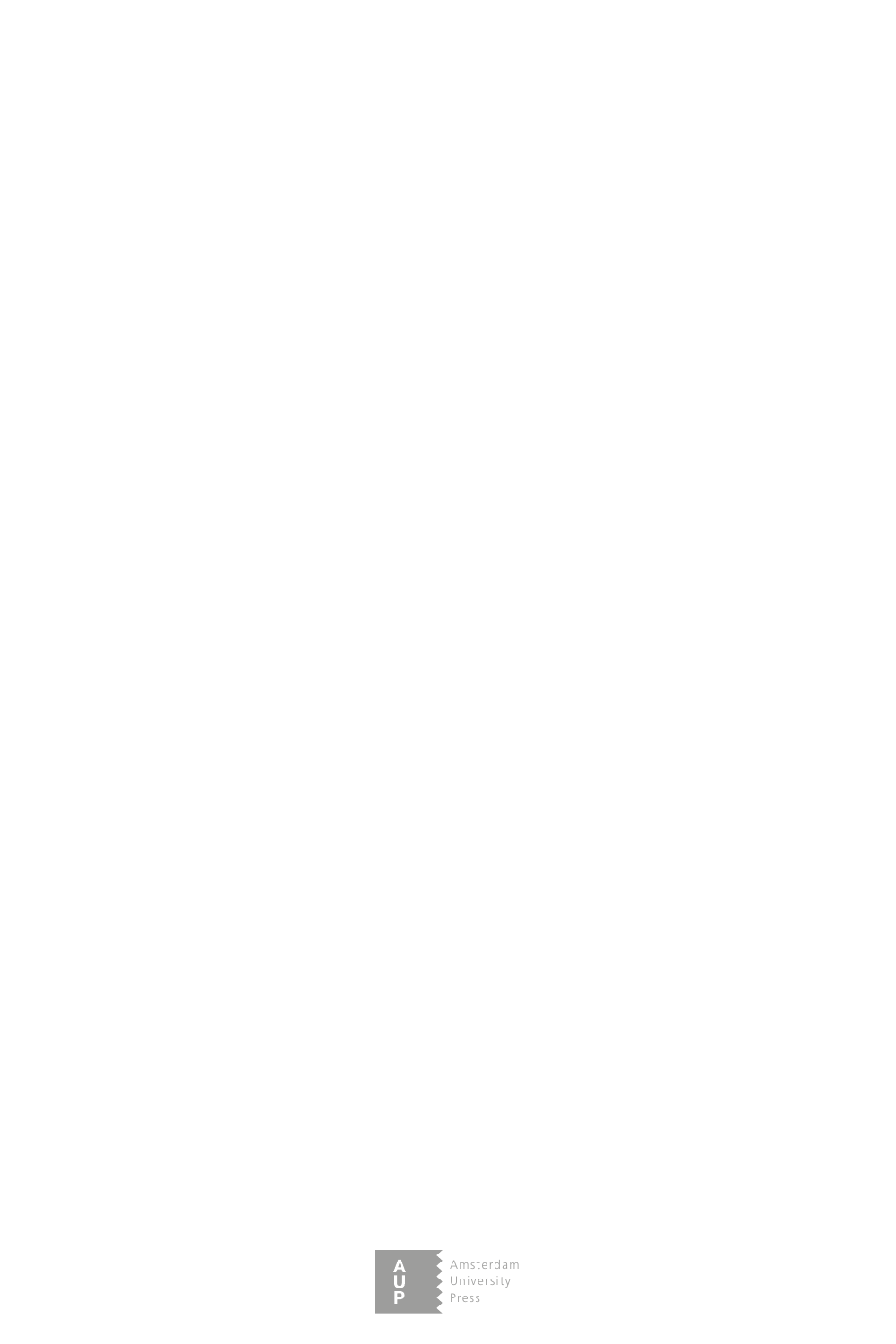A U P

Amsterdam University Press